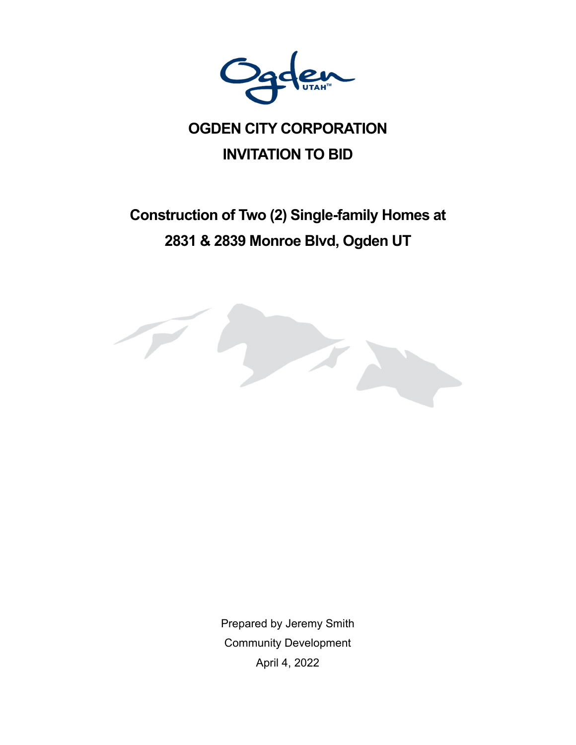# OGDEN CITY CORPORATION

# INVITATION TO BID

## Construction of Two (2) Single-family Homes at 2831 & 2839 Monroe Blvd, Ogden UT

Prepared by Jeremy Smith

Community Development

April 4, 2022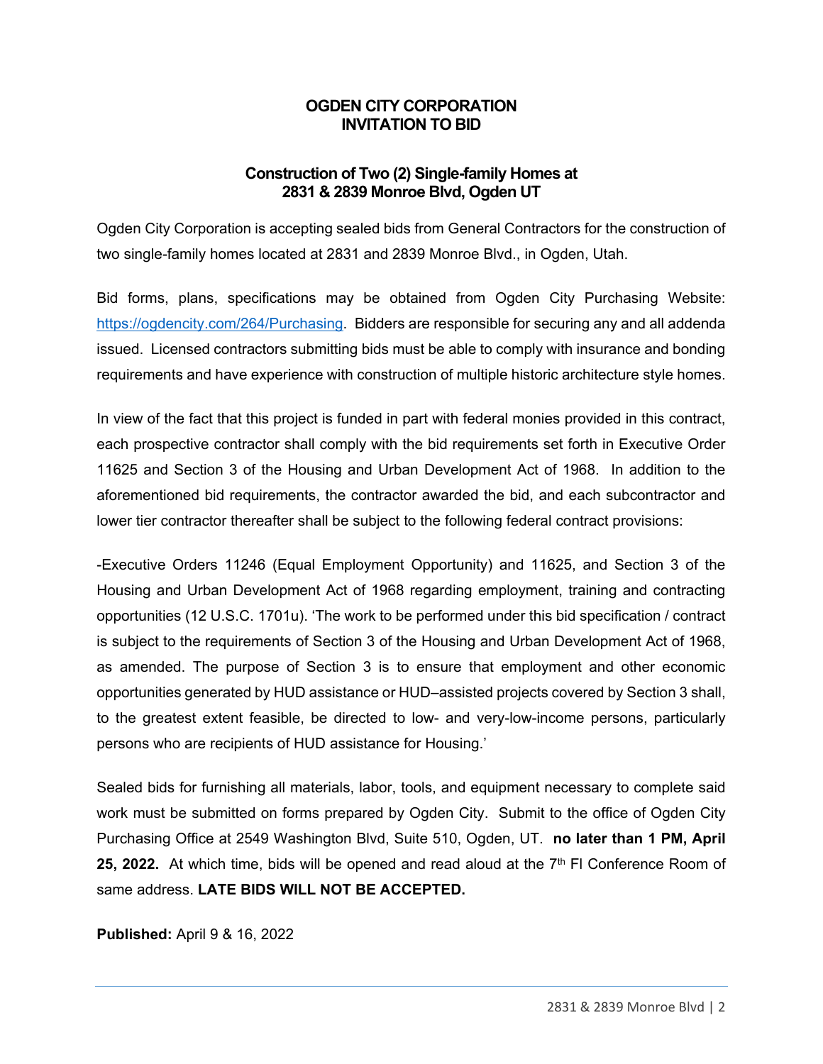# OGDEN CITY CORPORATION
# INVITATION TO BID

## Construction of Two (2) Single-family Homes at 2831 & 2839 Monroe Blvd, Ogden UT

Ogden City Corporation is accepting sealed bids from General Contractors for the construction of two single-family homes located at 2831 and 2839 Monroe Blvd., in Ogden, Utah.

Bid forms, plans, specifications may be obtained from Ogden City Purchasing Website: [https://ogdencity.com/264/Purchasing](https://ogdencity.com/264/Purchasing). Bidders are responsible for securing any and all addenda issued. Licensed contractors submitting bids must be able to comply with insurance and bonding requirements and have experience with construction of multiple historic architecture style homes.

In view of the fact that this project is funded in part with federal monies provided in this contract, each prospective contractor shall comply with the bid requirements set forth in Executive Order 11625 and Section 3 of the Housing and Urban Development Act of 1968. In addition to the aforementioned bid requirements, the contractor awarded the bid, and each subcontractor and lower tier contractor thereafter shall be subject to the following federal contract provisions:

-Executive Orders 11246 (Equal Employment Opportunity) and 11625, and Section 3 of the Housing and Urban Development Act of 1968 regarding employment, training and contracting opportunities (12 U.S.C. 1701u). 'The work to be performed under this bid specification / contract is subject to the requirements of Section 3 of the Housing and Urban Development Act of 1968, as amended. The purpose of Section 3 is to ensure that employment and other economic opportunities generated by HUD assistance or HUD–assisted projects covered by Section 3 shall, to the greatest extent feasible, be directed to low- and very-low-income persons, particularly persons who are recipients of HUD assistance for Housing.'

Sealed bids for furnishing all materials, labor, tools, and equipment necessary to complete said work must be submitted on forms prepared by Ogden City. Submit to the office of Ogden City Purchasing Office at 2549 Washington Blvd, Suite 510, Ogden, UT. **no later than 1 PM, April 25, 2022.** At which time, bids will be opened and read aloud at the 7th Fl Conference Room of same address. **LATE BIDS WILL NOT BE ACCEPTED.**

**Published:** April 9 & 16, 2022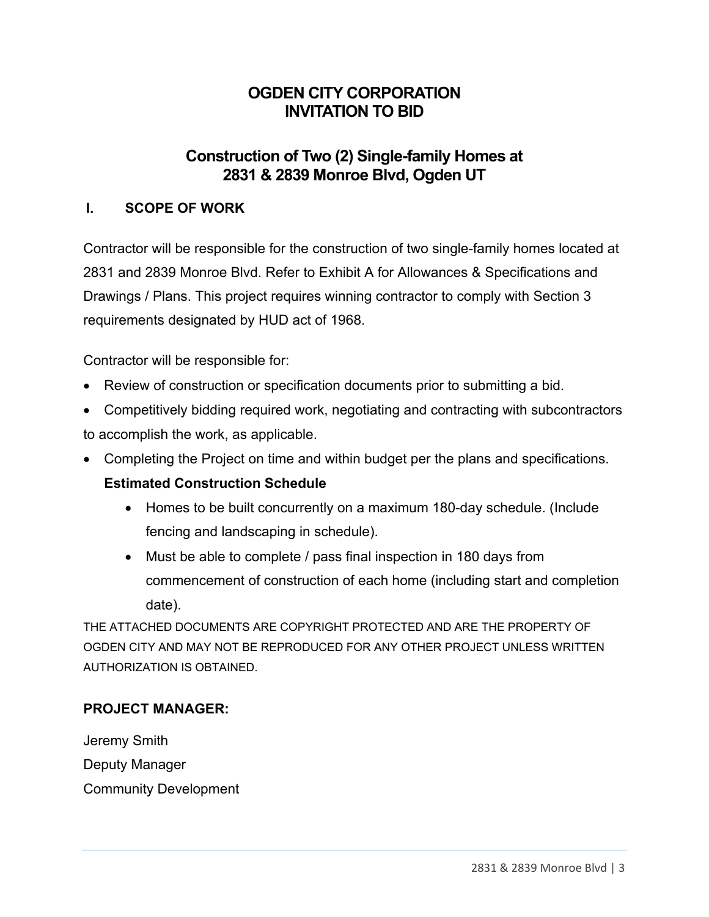# OGDEN CITY CORPORATION
# INVITATION TO BID

## Construction of Two (2) Single-family Homes at 2831 & 2839 Monroe Blvd, Ogden UT

### I. SCOPE OF WORK

Contractor will be responsible for the construction of two single-family homes located at 2831 and 2839 Monroe Blvd. Refer to Exhibit A for Allowances & Specifications and Drawings / Plans. This project requires winning contractor to comply with Section 3 requirements designated by HUD act of 1968.

Contractor will be responsible for:

- Review of construction or specification documents prior to submitting a bid.
- Competitively bidding required work, negotiating and contracting with subcontractors to accomplish the work, as applicable.
- Completing the Project on time and within budget per the plans and specifications.

  **Estimated Construction Schedule**

  - Homes to be built concurrently on a maximum 180-day schedule. (Include fencing and landscaping in schedule).
  - Must be able to complete / pass final inspection in 180 days from commencement of construction of each home (including start and completion date).

THE ATTACHED DOCUMENTS ARE COPYRIGHT PROTECTED AND ARE THE PROPERTY OF OGDEN CITY AND MAY NOT BE REPRODUCED FOR ANY OTHER PROJECT UNLESS WRITTEN AUTHORIZATION IS OBTAINED.

**PROJECT MANAGER:**

Jeremy Smith
Deputy Manager
Community Development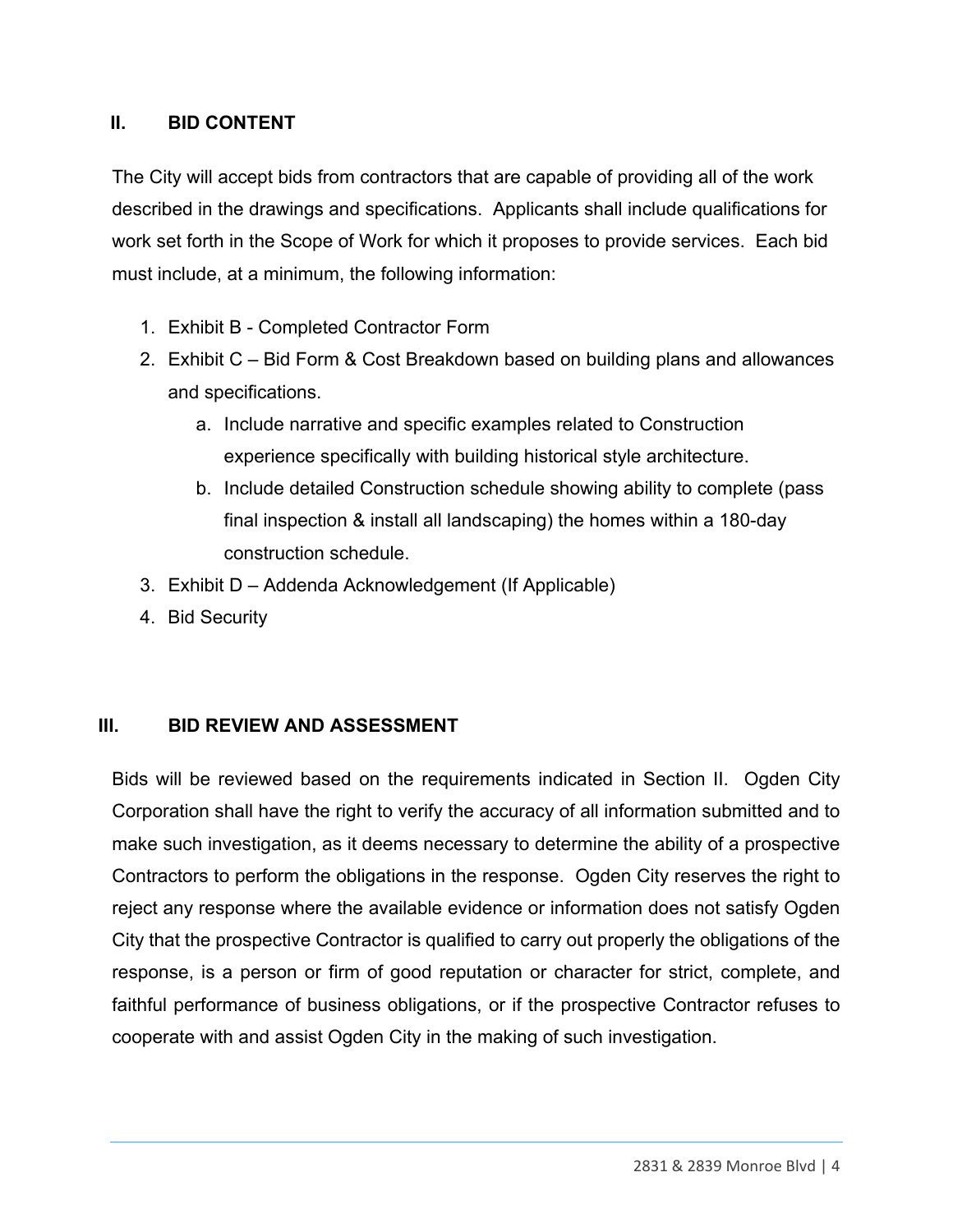## II. BID CONTENT

The City will accept bids from contractors that are capable of providing all of the work described in the drawings and specifications. Applicants shall include qualifications for work set forth in the Scope of Work for which it proposes to provide services. Each bid must include, at a minimum, the following information:

1. Exhibit B - Completed Contractor Form
2. Exhibit C – Bid Form & Cost Breakdown based on building plans and allowances and specifications.
   a. Include narrative and specific examples related to Construction experience specifically with building historical style architecture.
   b. Include detailed Construction schedule showing ability to complete (pass final inspection & install all landscaping) the homes within a 180-day construction schedule.
3. Exhibit D – Addenda Acknowledgement (If Applicable)
4. Bid Security

## III. BID REVIEW AND ASSESSMENT

Bids will be reviewed based on the requirements indicated in Section II. Ogden City Corporation shall have the right to verify the accuracy of all information submitted and to make such investigation, as it deems necessary to determine the ability of a prospective Contractors to perform the obligations in the response. Ogden City reserves the right to reject any response where the available evidence or information does not satisfy Ogden City that the prospective Contractor is qualified to carry out properly the obligations of the response, is a person or firm of good reputation or character for strict, complete, and faithful performance of business obligations, or if the prospective Contractor refuses to cooperate with and assist Ogden City in the making of such investigation.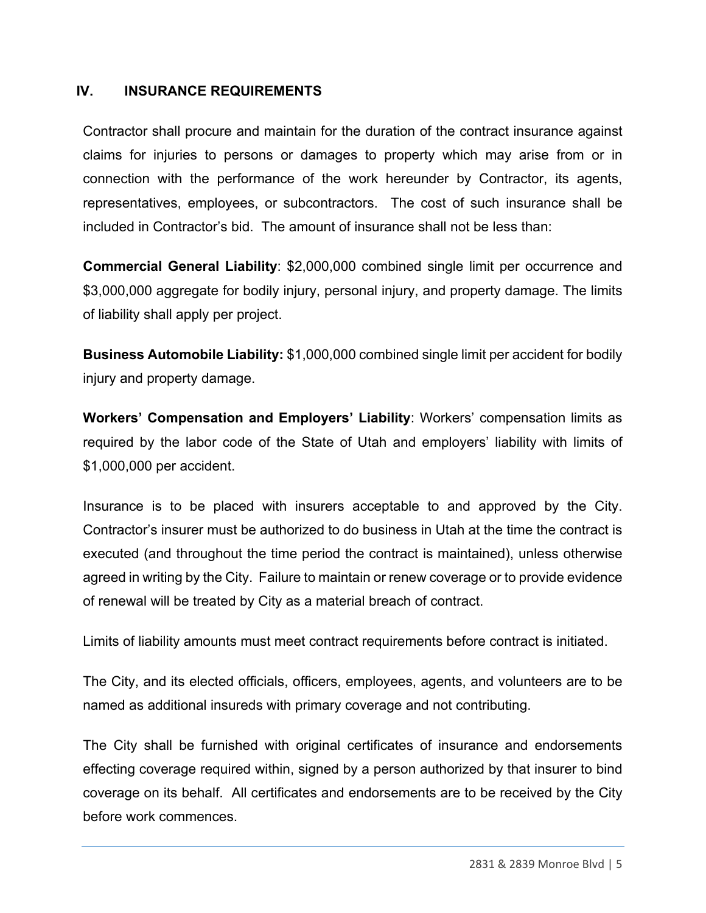## IV. INSURANCE REQUIREMENTS

Contractor shall procure and maintain for the duration of the contract insurance against claims for injuries to persons or damages to property which may arise from or in connection with the performance of the work hereunder by Contractor, its agents, representatives, employees, or subcontractors. The cost of such insurance shall be included in Contractor's bid. The amount of insurance shall not be less than:

**Commercial General Liability**: $2,000,000 combined single limit per occurrence and $3,000,000 aggregate for bodily injury, personal injury, and property damage. The limits of liability shall apply per project.

**Business Automobile Liability:** $1,000,000 combined single limit per accident for bodily injury and property damage.

**Workers' Compensation and Employers' Liability**: Workers' compensation limits as required by the labor code of the State of Utah and employers' liability with limits of $1,000,000 per accident.

Insurance is to be placed with insurers acceptable to and approved by the City. Contractor's insurer must be authorized to do business in Utah at the time the contract is executed (and throughout the time period the contract is maintained), unless otherwise agreed in writing by the City. Failure to maintain or renew coverage or to provide evidence of renewal will be treated by City as a material breach of contract.

Limits of liability amounts must meet contract requirements before contract is initiated.

The City, and its elected officials, officers, employees, agents, and volunteers are to be named as additional insureds with primary coverage and not contributing.

The City shall be furnished with original certificates of insurance and endorsements effecting coverage required within, signed by a person authorized by that insurer to bind coverage on its behalf. All certificates and endorsements are to be received by the City before work commences.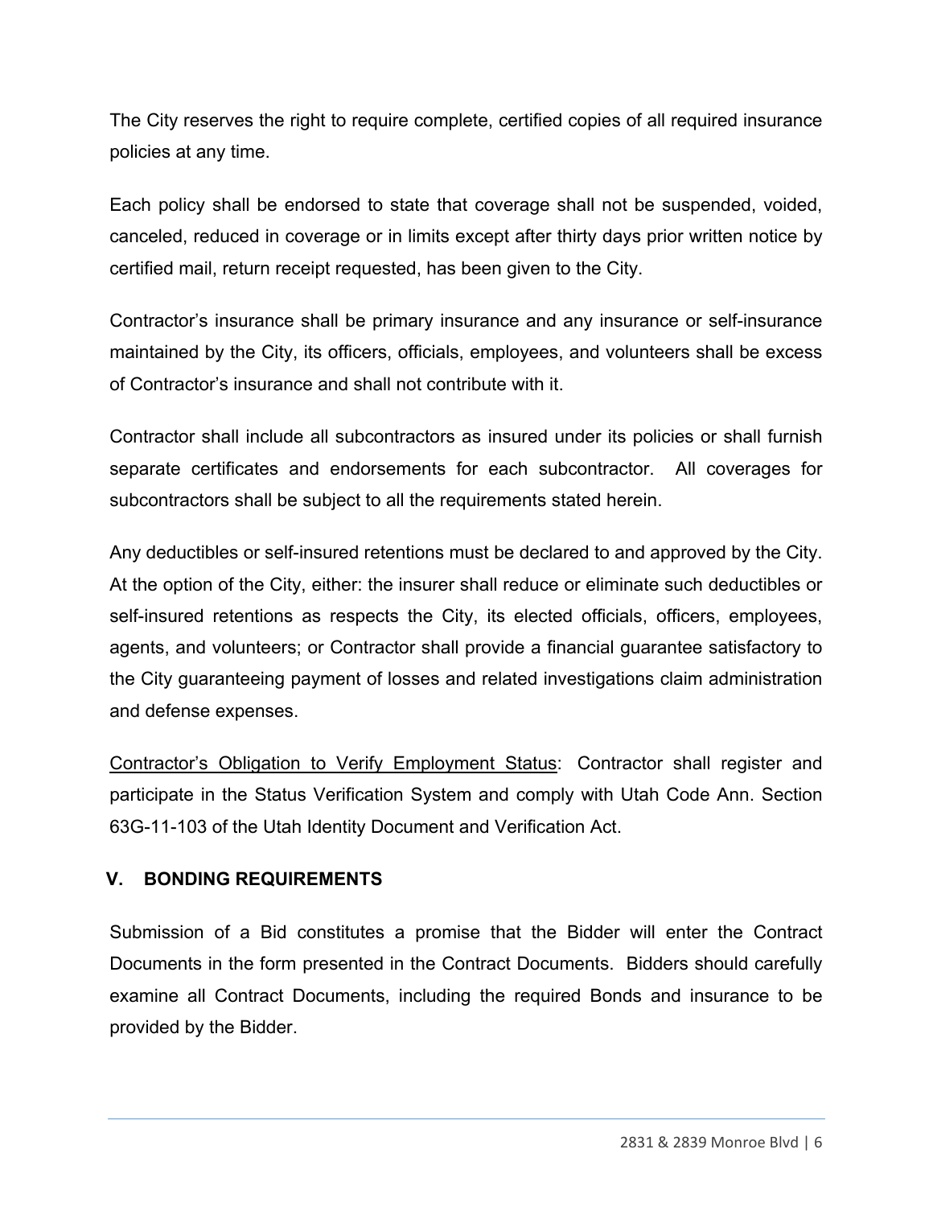The City reserves the right to require complete, certified copies of all required insurance policies at any time.

Each policy shall be endorsed to state that coverage shall not be suspended, voided, canceled, reduced in coverage or in limits except after thirty days prior written notice by certified mail, return receipt requested, has been given to the City.

Contractor's insurance shall be primary insurance and any insurance or self-insurance maintained by the City, its officers, officials, employees, and volunteers shall be excess of Contractor's insurance and shall not contribute with it.

Contractor shall include all subcontractors as insured under its policies or shall furnish separate certificates and endorsements for each subcontractor. All coverages for subcontractors shall be subject to all the requirements stated herein.

Any deductibles or self-insured retentions must be declared to and approved by the City. At the option of the City, either: the insurer shall reduce or eliminate such deductibles or self-insured retentions as respects the City, its elected officials, officers, employees, agents, and volunteers; or Contractor shall provide a financial guarantee satisfactory to the City guaranteeing payment of losses and related investigations claim administration and defense expenses.

<u>Contractor's Obligation to Verify Employment Status</u>: Contractor shall register and participate in the Status Verification System and comply with Utah Code Ann. Section 63G-11-103 of the Utah Identity Document and Verification Act.

## V. BONDING REQUIREMENTS

Submission of a Bid constitutes a promise that the Bidder will enter the Contract Documents in the form presented in the Contract Documents. Bidders should carefully examine all Contract Documents, including the required Bonds and insurance to be provided by the Bidder.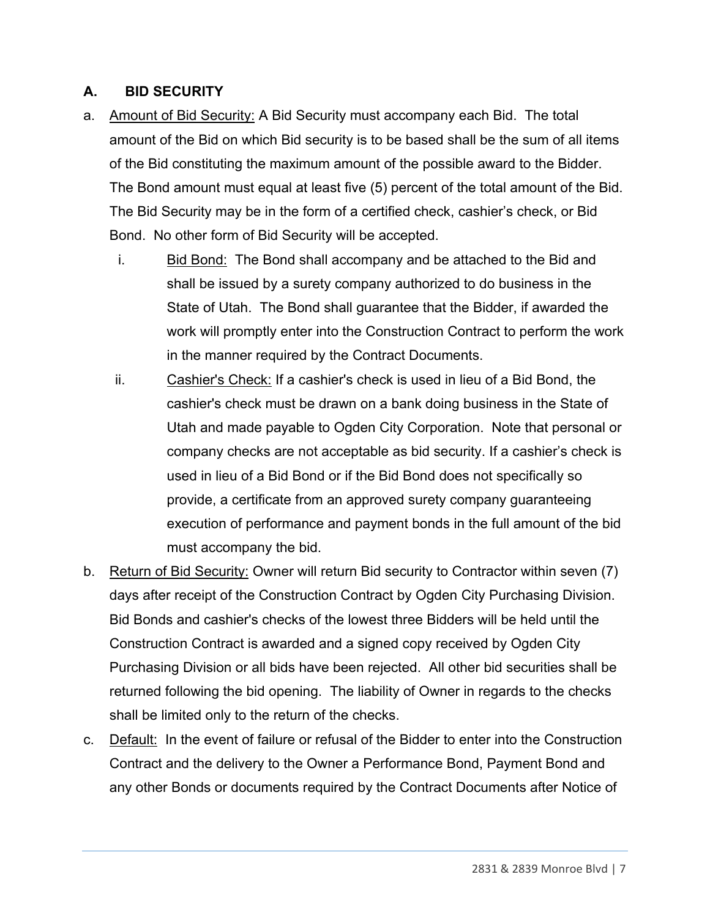## A. BID SECURITY

a. Amount of Bid Security: A Bid Security must accompany each Bid. The total amount of the Bid on which Bid security is to be based shall be the sum of all items of the Bid constituting the maximum amount of the possible award to the Bidder. The Bond amount must equal at least five (5) percent of the total amount of the Bid. The Bid Security may be in the form of a certified check, cashier's check, or Bid Bond. No other form of Bid Security will be accepted.

   i. Bid Bond: The Bond shall accompany and be attached to the Bid and shall be issued by a surety company authorized to do business in the State of Utah. The Bond shall guarantee that the Bidder, if awarded the work will promptly enter into the Construction Contract to perform the work in the manner required by the Contract Documents.

   ii. Cashier's Check: If a cashier's check is used in lieu of a Bid Bond, the cashier's check must be drawn on a bank doing business in the State of Utah and made payable to Ogden City Corporation. Note that personal or company checks are not acceptable as bid security. If a cashier's check is used in lieu of a Bid Bond or if the Bid Bond does not specifically so provide, a certificate from an approved surety company guaranteeing execution of performance and payment bonds in the full amount of the bid must accompany the bid.

b. Return of Bid Security: Owner will return Bid security to Contractor within seven (7) days after receipt of the Construction Contract by Ogden City Purchasing Division. Bid Bonds and cashier's checks of the lowest three Bidders will be held until the Construction Contract is awarded and a signed copy received by Ogden City Purchasing Division or all bids have been rejected. All other bid securities shall be returned following the bid opening. The liability of Owner in regards to the checks shall be limited only to the return of the checks.

c. Default: In the event of failure or refusal of the Bidder to enter into the Construction Contract and the delivery to the Owner a Performance Bond, Payment Bond and any other Bonds or documents required by the Contract Documents after Notice of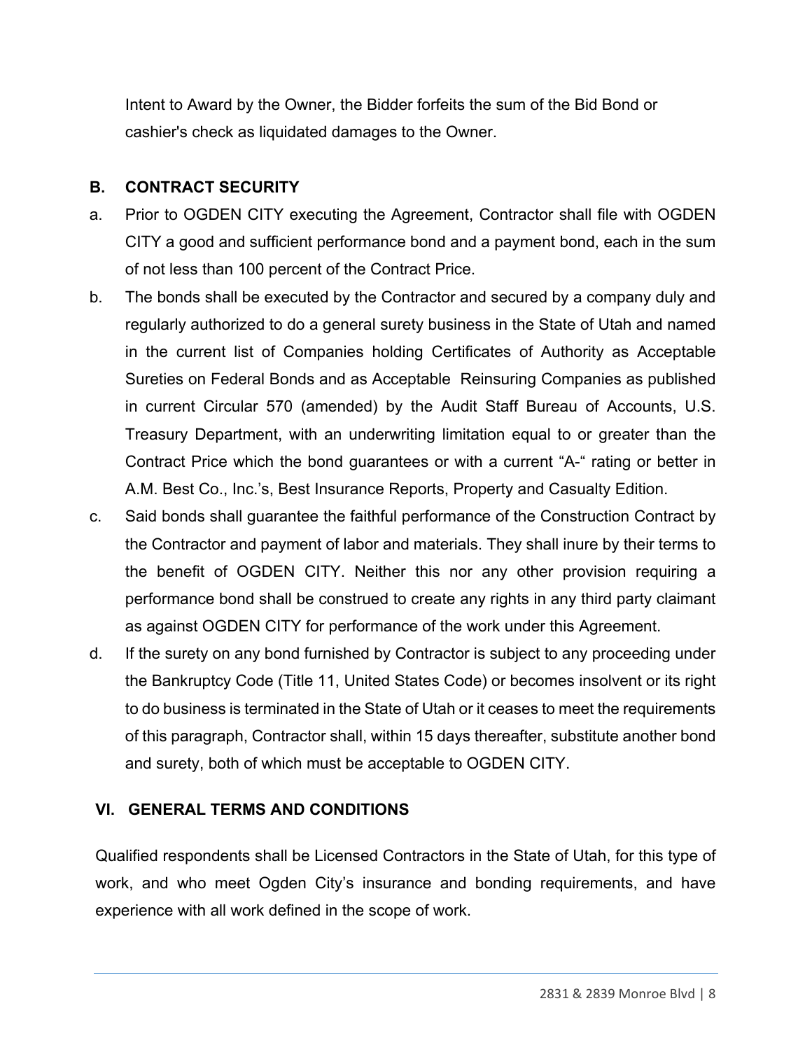Intent to Award by the Owner, the Bidder forfeits the sum of the Bid Bond or cashier's check as liquidated damages to the Owner.

### B. CONTRACT SECURITY

a. Prior to OGDEN CITY executing the Agreement, Contractor shall file with OGDEN CITY a good and sufficient performance bond and a payment bond, each in the sum of not less than 100 percent of the Contract Price.

b. The bonds shall be executed by the Contractor and secured by a company duly and regularly authorized to do a general surety business in the State of Utah and named in the current list of Companies holding Certificates of Authority as Acceptable Sureties on Federal Bonds and as Acceptable Reinsuring Companies as published in current Circular 570 (amended) by the Audit Staff Bureau of Accounts, U.S. Treasury Department, with an underwriting limitation equal to or greater than the Contract Price which the bond guarantees or with a current "A-" rating or better in A.M. Best Co., Inc.'s, Best Insurance Reports, Property and Casualty Edition.

c. Said bonds shall guarantee the faithful performance of the Construction Contract by the Contractor and payment of labor and materials. They shall inure by their terms to the benefit of OGDEN CITY. Neither this nor any other provision requiring a performance bond shall be construed to create any rights in any third party claimant as against OGDEN CITY for performance of the work under this Agreement.

d. If the surety on any bond furnished by Contractor is subject to any proceeding under the Bankruptcy Code (Title 11, United States Code) or becomes insolvent or its right to do business is terminated in the State of Utah or it ceases to meet the requirements of this paragraph, Contractor shall, within 15 days thereafter, substitute another bond and surety, both of which must be acceptable to OGDEN CITY.

## VI. GENERAL TERMS AND CONDITIONS

Qualified respondents shall be Licensed Contractors in the State of Utah, for this type of work, and who meet Ogden City's insurance and bonding requirements, and have experience with all work defined in the scope of work.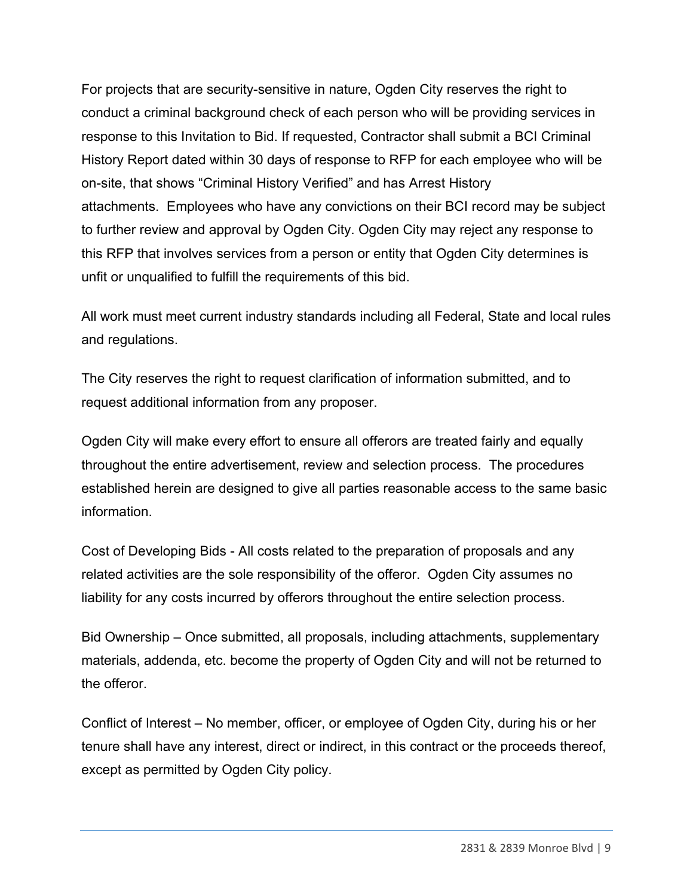For projects that are security-sensitive in nature, Ogden City reserves the right to conduct a criminal background check of each person who will be providing services in response to this Invitation to Bid. If requested, Contractor shall submit a BCI Criminal History Report dated within 30 days of response to RFP for each employee who will be on-site, that shows "Criminal History Verified" and has Arrest History attachments. Employees who have any convictions on their BCI record may be subject to further review and approval by Ogden City. Ogden City may reject any response to this RFP that involves services from a person or entity that Ogden City determines is unfit or unqualified to fulfill the requirements of this bid.

All work must meet current industry standards including all Federal, State and local rules and regulations.

The City reserves the right to request clarification of information submitted, and to request additional information from any proposer.

Ogden City will make every effort to ensure all offerors are treated fairly and equally throughout the entire advertisement, review and selection process. The procedures established herein are designed to give all parties reasonable access to the same basic information.

Cost of Developing Bids - All costs related to the preparation of proposals and any related activities are the sole responsibility of the offeror. Ogden City assumes no liability for any costs incurred by offerors throughout the entire selection process.

Bid Ownership – Once submitted, all proposals, including attachments, supplementary materials, addenda, etc. become the property of Ogden City and will not be returned to the offeror.

Conflict of Interest – No member, officer, or employee of Ogden City, during his or her tenure shall have any interest, direct or indirect, in this contract or the proceeds thereof, except as permitted by Ogden City policy.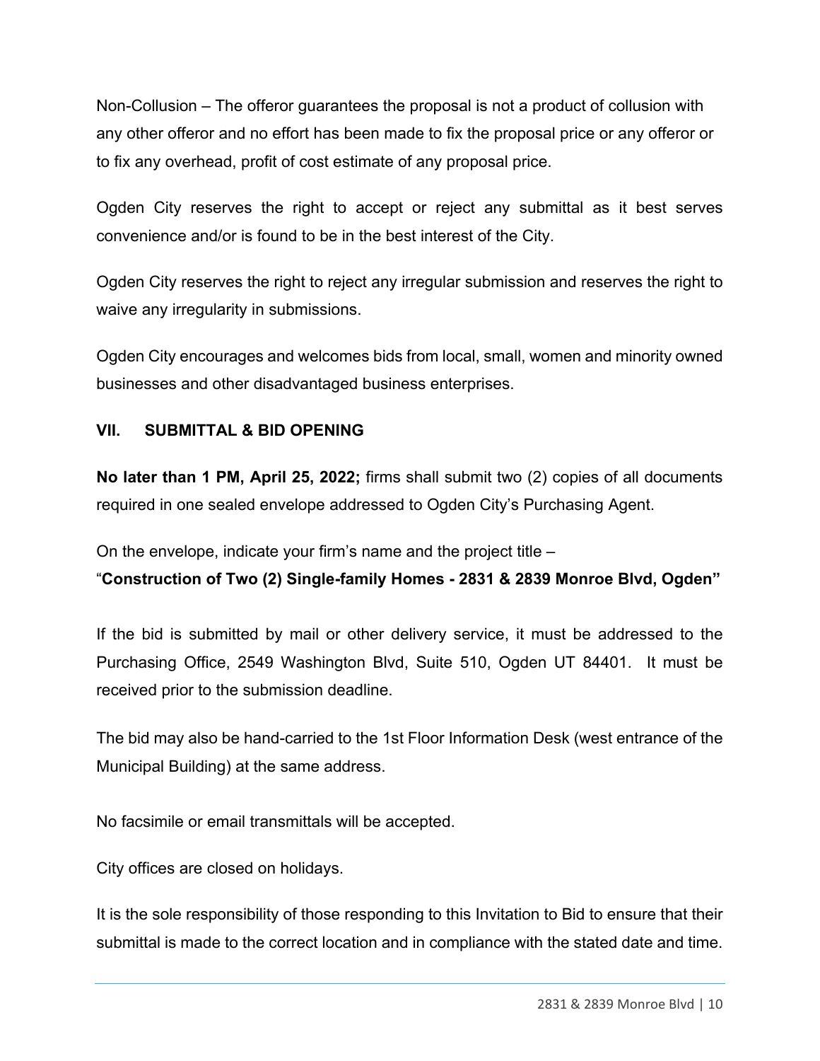Non-Collusion – The offeror guarantees the proposal is not a product of collusion with any other offeror and no effort has been made to fix the proposal price or any offeror or to fix any overhead, profit of cost estimate of any proposal price.

Ogden City reserves the right to accept or reject any submittal as it best serves convenience and/or is found to be in the best interest of the City.

Ogden City reserves the right to reject any irregular submission and reserves the right to waive any irregularity in submissions.

Ogden City encourages and welcomes bids from local, small, women and minority owned businesses and other disadvantaged business enterprises.

## VII. SUBMITTAL & BID OPENING

**No later than 1 PM, April 25, 2022;** firms shall submit two (2) copies of all documents required in one sealed envelope addressed to Ogden City's Purchasing Agent.

On the envelope, indicate your firm's name and the project title –
"**Construction of Two (2) Single-family Homes - 2831 & 2839 Monroe Blvd, Ogden"**

If the bid is submitted by mail or other delivery service, it must be addressed to the Purchasing Office, 2549 Washington Blvd, Suite 510, Ogden UT 84401. It must be received prior to the submission deadline.

The bid may also be hand-carried to the 1st Floor Information Desk (west entrance of the Municipal Building) at the same address.

No facsimile or email transmittals will be accepted.

City offices are closed on holidays.

It is the sole responsibility of those responding to this Invitation to Bid to ensure that their submittal is made to the correct location and in compliance with the stated date and time.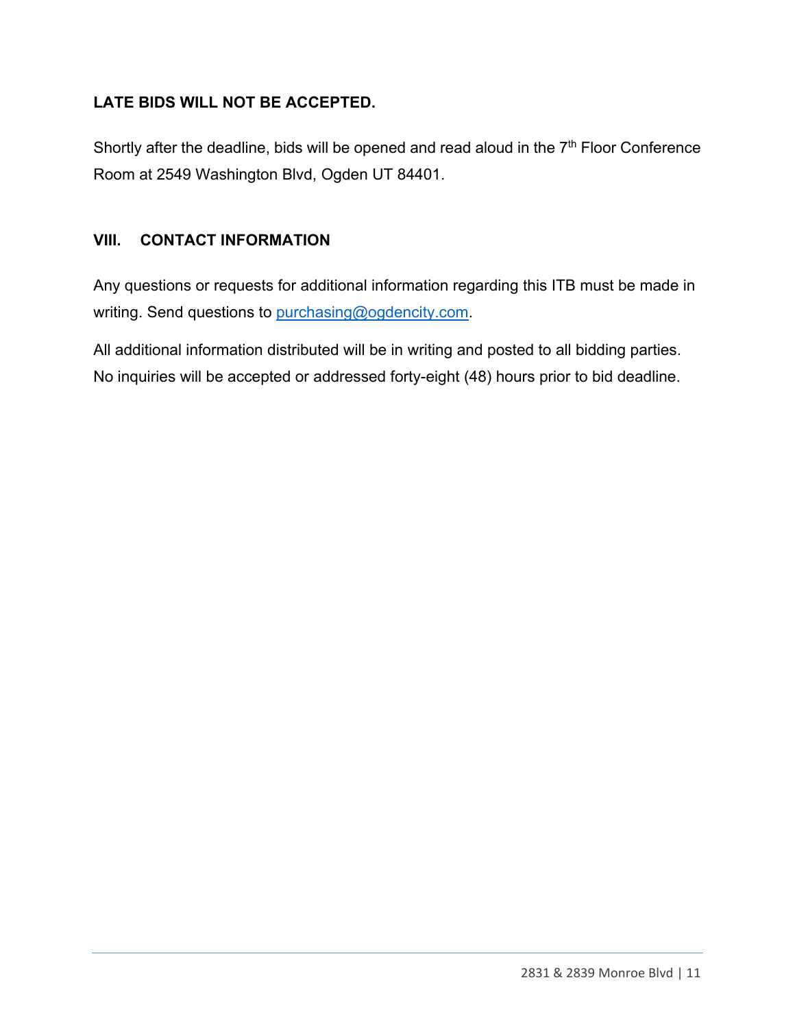**LATE BIDS WILL NOT BE ACCEPTED.**

Shortly after the deadline, bids will be opened and read aloud in the 7th Floor Conference Room at 2549 Washington Blvd, Ogden UT 84401.

## VIII. CONTACT INFORMATION

Any questions or requests for additional information regarding this ITB must be made in writing. Send questions to purchasing@ogdencity.com.

All additional information distributed will be in writing and posted to all bidding parties. No inquiries will be accepted or addressed forty-eight (48) hours prior to bid deadline.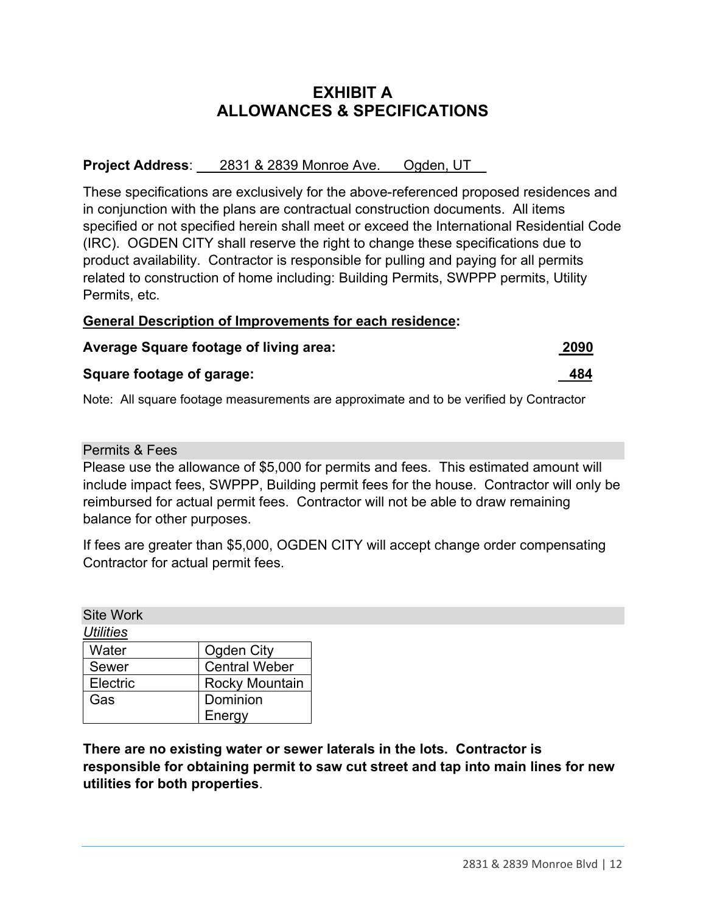# EXHIBIT A
# ALLOWANCES & SPECIFICATIONS

**Project Address**: 2831 & 2839 Monroe Ave. Ogden, UT

These specifications are exclusively for the above-referenced proposed residences and in conjunction with the plans are contractual construction documents. All items specified or not specified herein shall meet or exceed the International Residential Code (IRC). OGDEN CITY shall reserve the right to change these specifications due to product availability. Contractor is responsible for pulling and paying for all permits related to construction of home including: Building Permits, SWPPP permits, Utility Permits, etc.

**General Description of Improvements for each residence:**

**Average Square footage of living area:** **2090**

**Square footage of garage:** **484**

Note: All square footage measurements are approximate and to be verified by Contractor

## Permits & Fees

Please use the allowance of $5,000 for permits and fees. This estimated amount will include impact fees, SWPPP, Building permit fees for the house. Contractor will only be reimbursed for actual permit fees. Contractor will not be able to draw remaining balance for other purposes.

If fees are greater than $5,000, OGDEN CITY will accept change order compensating Contractor for actual permit fees.

## Site Work

*Utilities*

| Utility | Provider |
|---|---|
| Water | Ogden City |
| Sewer | Central Weber |
| Electric | Rocky Mountain |
| Gas | Dominion Energy |

**There are no existing water or sewer laterals in the lots. Contractor is responsible for obtaining permit to saw cut street and tap into main lines for new utilities for both properties**.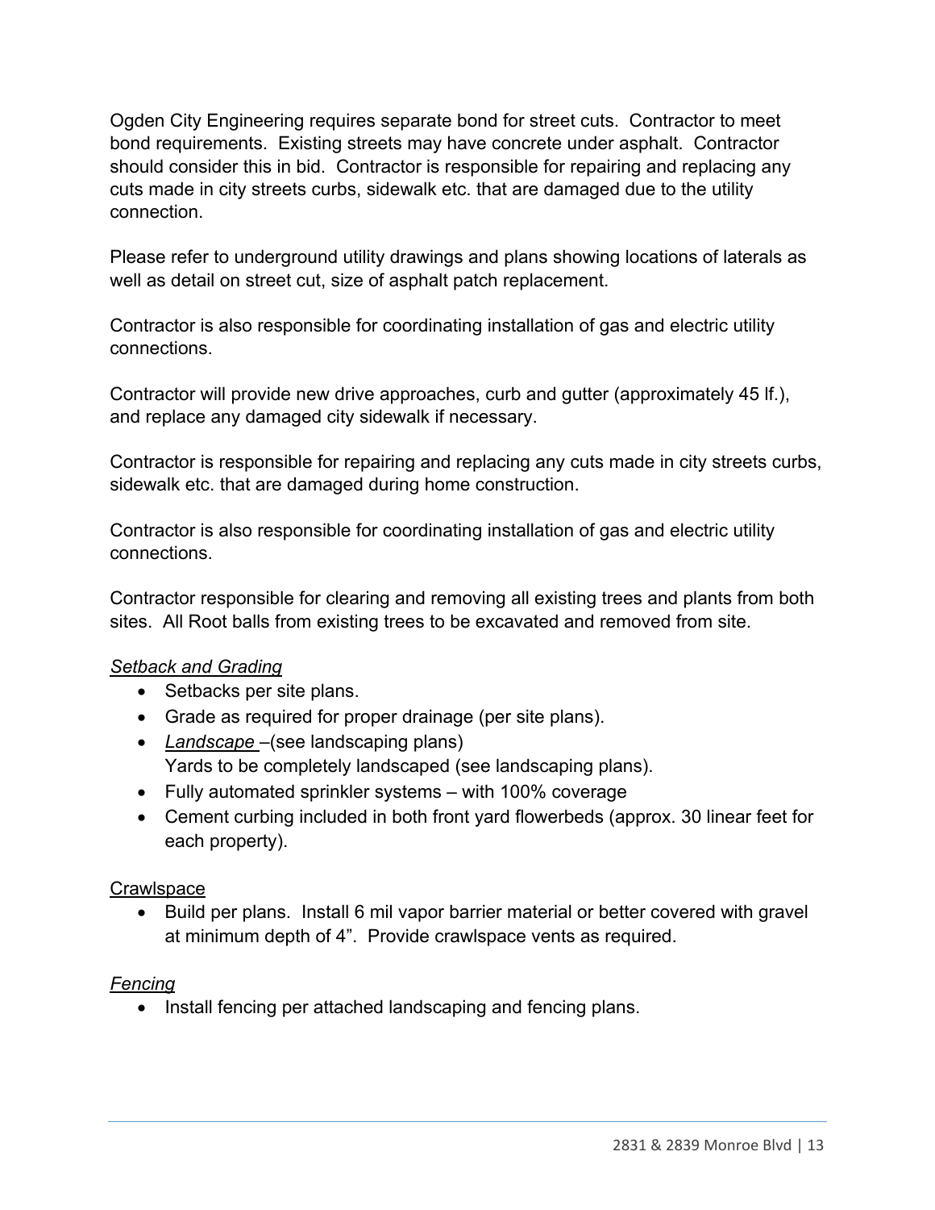Ogden City Engineering requires separate bond for street cuts. Contractor to meet bond requirements. Existing streets may have concrete under asphalt. Contractor should consider this in bid. Contractor is responsible for repairing and replacing any cuts made in city streets curbs, sidewalk etc. that are damaged due to the utility connection.

Please refer to underground utility drawings and plans showing locations of laterals as well as detail on street cut, size of asphalt patch replacement.

Contractor is also responsible for coordinating installation of gas and electric utility connections.

Contractor will provide new drive approaches, curb and gutter (approximately 45 lf.), and replace any damaged city sidewalk if necessary.

Contractor is responsible for repairing and replacing any cuts made in city streets curbs, sidewalk etc. that are damaged during home construction.

Contractor is also responsible for coordinating installation of gas and electric utility connections.

Contractor responsible for clearing and removing all existing trees and plants from both sites. All Root balls from existing trees to be excavated and removed from site.

*Setback and Grading*

- Setbacks per site plans.
- Grade as required for proper drainage (per site plans).
- *Landscape* –(see landscaping plans)
  Yards to be completely landscaped (see landscaping plans).
- Fully automated sprinkler systems – with 100% coverage
- Cement curbing included in both front yard flowerbeds (approx. 30 linear feet for each property).

Crawlspace

- Build per plans. Install 6 mil vapor barrier material or better covered with gravel at minimum depth of 4". Provide crawlspace vents as required.

*Fencing*

- Install fencing per attached landscaping and fencing plans.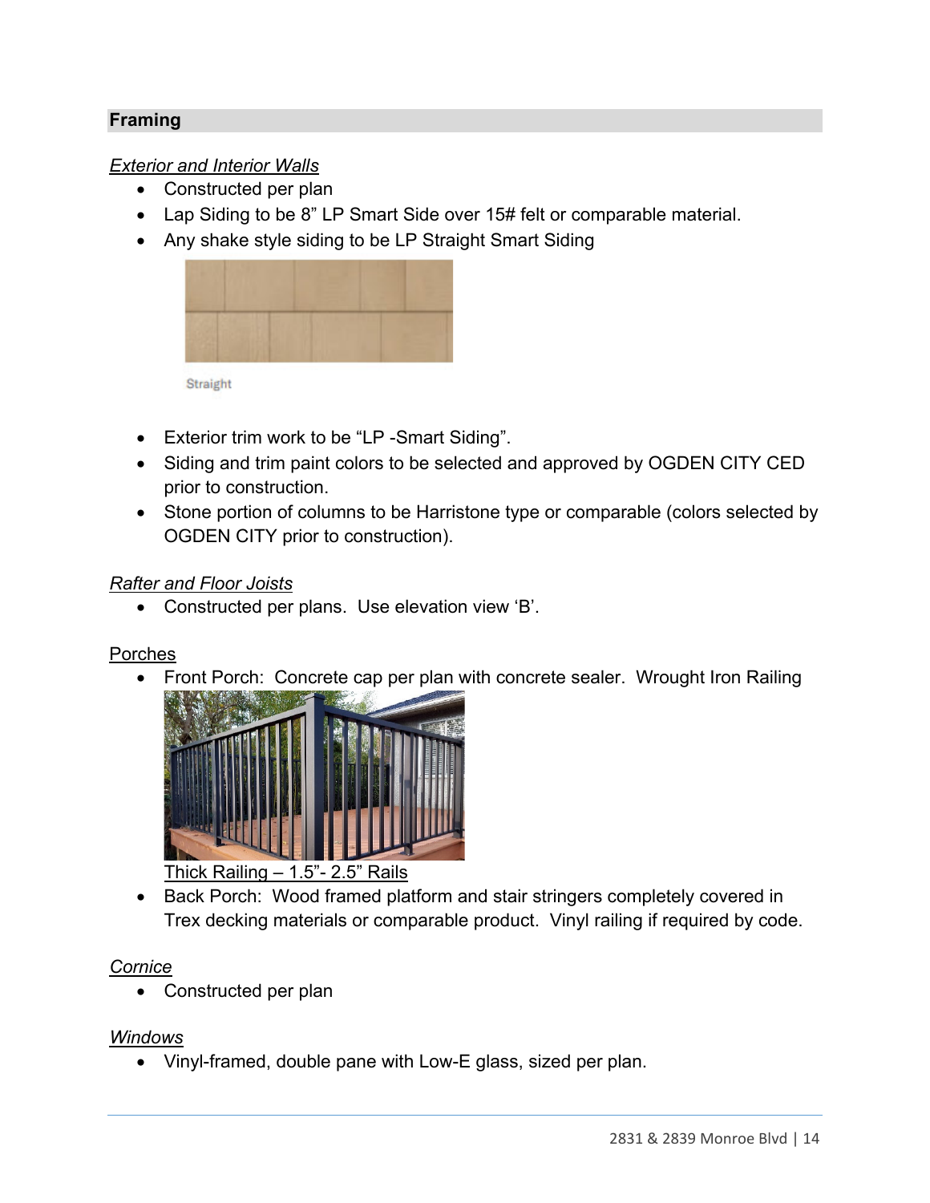## Framing

*Exterior and Interior Walls*

- Constructed per plan
- Lap Siding to be 8" LP Smart Side over 15# felt or comparable material.
- Any shake style siding to be LP Straight Smart Siding

Straight

- Exterior trim work to be "LP -Smart Siding".
- Siding and trim paint colors to be selected and approved by OGDEN CITY CED prior to construction.
- Stone portion of columns to be Harristone type or comparable (colors selected by OGDEN CITY prior to construction).

*Rafter and Floor Joists*

- Constructed per plans. Use elevation view 'B'.

Porches

- Front Porch: Concrete cap per plan with concrete sealer. Wrought Iron Railing

  Thick Railing – 1.5"- 2.5" Rails

- Back Porch: Wood framed platform and stair stringers completely covered in Trex decking materials or comparable product. Vinyl railing if required by code.

*Cornice*

- Constructed per plan

*Windows*

- Vinyl-framed, double pane with Low-E glass, sized per plan.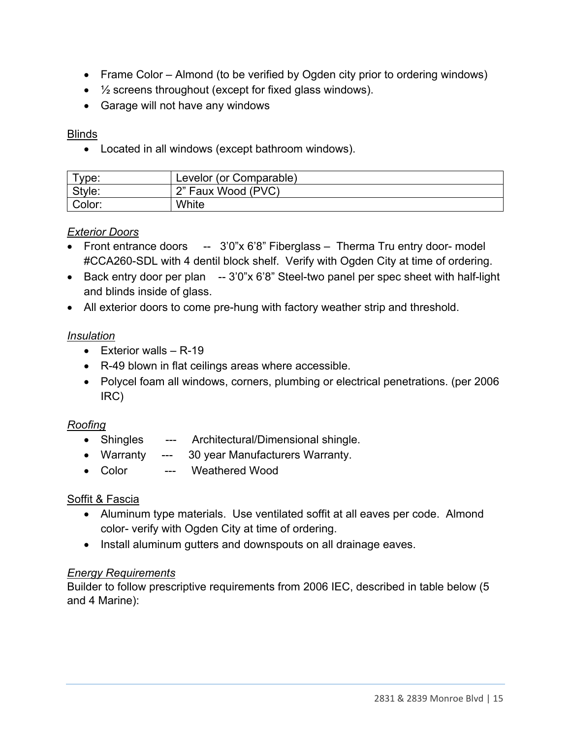- Frame Color – Almond (to be verified by Ogden city prior to ordering windows)
- ½ screens throughout (except for fixed glass windows).
- Garage will not have any windows

Blinds

- Located in all windows (except bathroom windows).

| Type: | Levelor (or Comparable) |
|---|---|
| Style: | 2" Faux Wood (PVC) |
| Color: | White |

*Exterior Doors*

- Front entrance doors -- 3'0"x 6'8" Fiberglass – Therma Tru entry door- model #CCA260-SDL with 4 dentil block shelf. Verify with Ogden City at time of ordering.
- Back entry door per plan -- 3'0"x 6'8" Steel-two panel per spec sheet with half-light and blinds inside of glass.
- All exterior doors to come pre-hung with factory weather strip and threshold.

*Insulation*

- Exterior walls – R-19
- R-49 blown in flat ceilings areas where accessible.
- Polycel foam all windows, corners, plumbing or electrical penetrations. (per 2006 IRC)

*Roofing*

- Shingles --- Architectural/Dimensional shingle.
- Warranty --- 30 year Manufacturers Warranty.
- Color --- Weathered Wood

Soffit & Fascia

- Aluminum type materials. Use ventilated soffit at all eaves per code. Almond color- verify with Ogden City at time of ordering.
- Install aluminum gutters and downspouts on all drainage eaves.

*Energy Requirements*

Builder to follow prescriptive requirements from 2006 IEC, described in table below (5 and 4 Marine):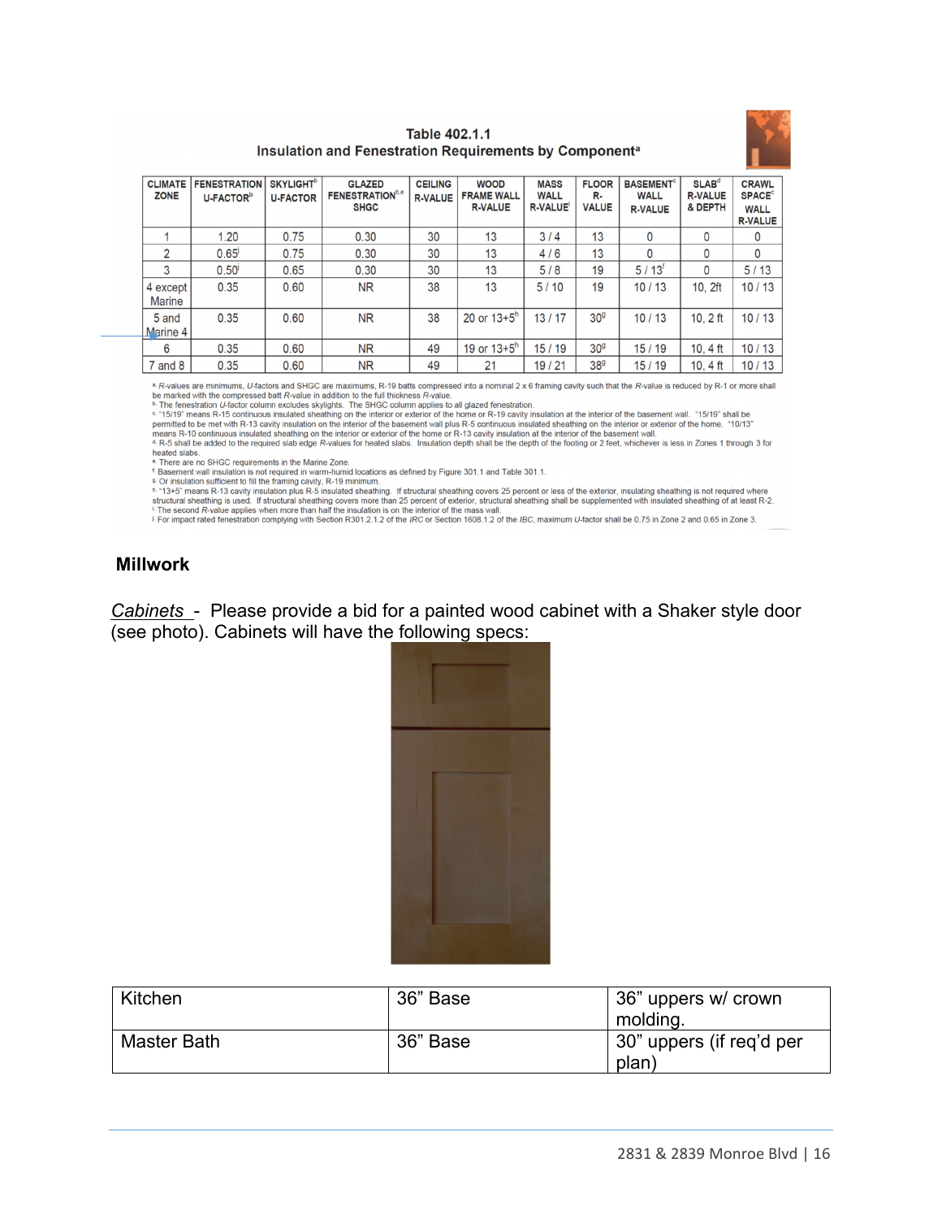Table 402.1.1
Insulation and Fenestration Requirements by Component[a]

| CLIMATE ZONE | FENESTRATION U-FACTOR[b] | SKYLIGHT[b] U-FACTOR | GLAZED FENESTRATION[b,e] SHGC | CEILING R-VALUE | WOOD FRAME WALL R-VALUE | MASS WALL R-VALUE[i] | FLOOR R-VALUE | BASEMENT[c] WALL R-VALUE | SLAB[d] R-VALUE & DEPTH | CRAWL SPACE[c] WALL R-VALUE |
|---|---|---|---|---|---|---|---|---|---|---|
| 1 | 1.20 | 0.75 | 0.30 | 30 | 13 | 3 / 4 | 13 | 0 | 0 | 0 |
| 2 | 0.65[j] | 0.75 | 0.30 | 30 | 13 | 4 / 6 | 13 | 0 | 0 | 0 |
| 3 | 0.50[j] | 0.65 | 0.30 | 30 | 13 | 5 / 8 | 19 | 5 / 13[f] | 0 | 5 / 13 |
| 4 except Marine | 0.35 | 0.60 | NR | 38 | 13 | 5 / 10 | 19 | 10 / 13 | 10, 2ft | 10 / 13 |
| 5 and Marine 4 | 0.35 | 0.60 | NR | 38 | 20 or 13+5[h] | 13 / 17 | 30[g] | 10 / 13 | 10, 2 ft | 10 / 13 |
| 6 | 0.35 | 0.60 | NR | 49 | 19 or 13+5[h] | 15 / 19 | 30[g] | 15 / 19 | 10, 4 ft | 10 / 13 |
| 7 and 8 | 0.35 | 0.60 | NR | 49 | 21 | 19 / 21 | 38[g] | 15 / 19 | 10, 4 ft | 10 / 13 |

a. R-values are minimums, U-factors and SHGC are maximums, R-19 batts compressed into a nominal 2 x 6 framing cavity such that the R-value is reduced by R-1 or more shall be marked with the compressed batt R-value in addition to the full thickness R-value.
b. The fenestration U-factor column excludes skylights. The SHGC column applies to all glazed fenestration.
c. "15/19" means R-15 continuous insulated sheathing on the interior or exterior of the home or R-19 cavity insulation at the interior of the basement wall. "15/19" shall be permitted to be met with R-13 cavity insulation on the interior of the basement wall plus R-5 continuous insulated sheathing on the interior or exterior of the home. "10/13" means R-10 continuous insulated sheathing on the interior or exterior of the home or R-13 cavity insulation at the interior of the basement wall.
d. R-5 shall be added to the required slab edge R-values for heated slabs. Insulation depth shall be the depth of the footing or 2 feet, whichever is less in Zones 1 through 3 for heated slabs.
e. There are no SHGC requirements in the Marine Zone.
f. Basement wall insulation is not required in warm-humid locations as defined by Figure 301.1 and Table 301.1.
g. Or insulation sufficient to fill the framing cavity, R-19 minimum.
h. "13+5" means R-13 cavity insulation plus R-5 insulated sheathing. If structural sheathing covers 25 percent or less of the exterior, insulating sheathing is not required where structural sheathing is used. If structural sheathing covers more than 25 percent of exterior, structural sheathing shall be supplemented with insulated sheathing of at least R-2.
i. The second R-value applies when more than half the insulation is on the interior of the mass wall.
j. For impact rated fenestration complying with Section R301.2.1.2 of the *IRC* or Section 1608.1.2 of the *IBC*, maximum U-factor shall be 0.75 in Zone 2 and 0.65 in Zone 3.

## Millwork

*Cabinets* - Please provide a bid for a painted wood cabinet with a Shaker style door (see photo). Cabinets will have the following specs:

| Kitchen | 36" Base | 36" uppers w/ crown molding. |
|---|---|---|
| Master Bath | 36" Base | 30" uppers (if req'd per plan) |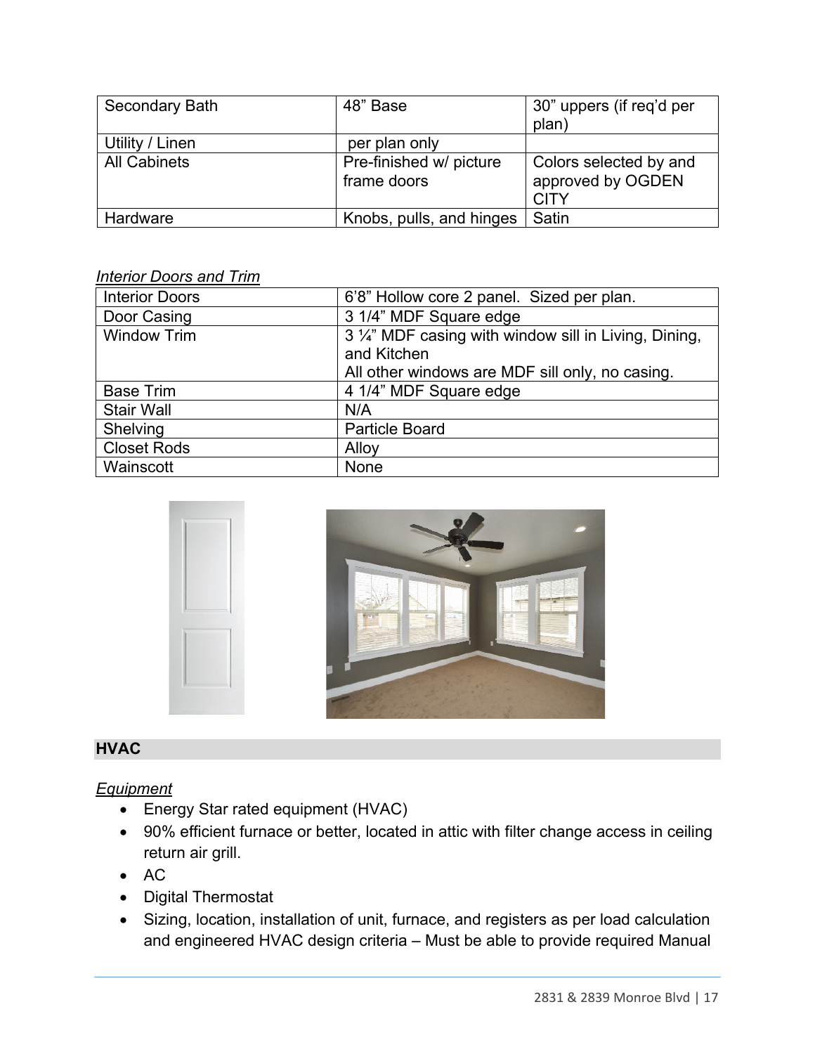| Secondary Bath | 48” Base | 30” uppers (if req’d per plan) |
|---|---|---|
| Utility / Linen | per plan only | |
| All Cabinets | Pre-finished w/ picture frame doors | Colors selected by and approved by OGDEN CITY |
| Hardware | Knobs, pulls, and hinges | Satin |

*Interior Doors and Trim*

| Interior Doors | 6’8” Hollow core 2 panel. Sized per plan. |
|---|---|
| Door Casing | 3 1/4” MDF Square edge |
| Window Trim | 3 ¼” MDF casing with window sill in Living, Dining, and Kitchen<br>All other windows are MDF sill only, no casing. |
| Base Trim | 4 1/4” MDF Square edge |
| Stair Wall | N/A |
| Shelving | Particle Board |
| Closet Rods | Alloy |
| Wainscott | None |

## HVAC

*Equipment*

- Energy Star rated equipment (HVAC)
- 90% efficient furnace or better, located in attic with filter change access in ceiling return air grill.
- AC
- Digital Thermostat
- Sizing, location, installation of unit, furnace, and registers as per load calculation and engineered HVAC design criteria – Must be able to provide required Manual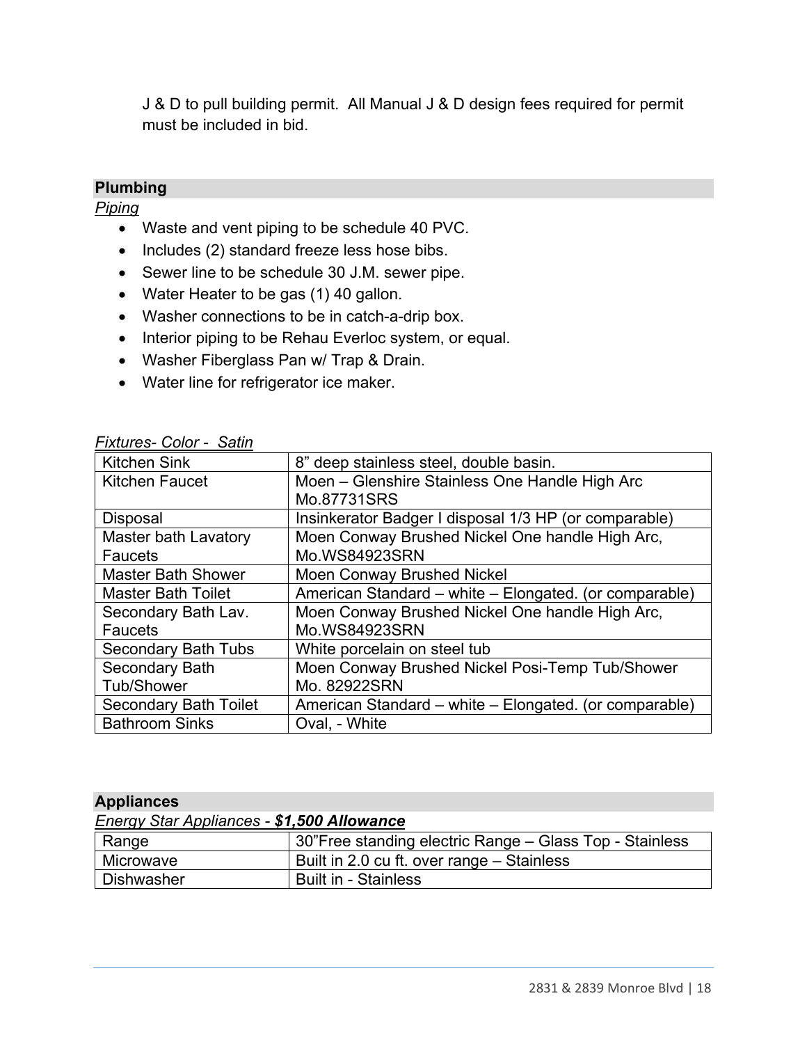J & D to pull building permit. All Manual J & D design fees required for permit must be included in bid.

## Plumbing

*Piping*

- Waste and vent piping to be schedule 40 PVC.
- Includes (2) standard freeze less hose bibs.
- Sewer line to be schedule 30 J.M. sewer pipe.
- Water Heater to be gas (1) 40 gallon.
- Washer connections to be in catch-a-drip box.
- Interior piping to be Rehau Everloc system, or equal.
- Washer Fiberglass Pan w/ Trap & Drain.
- Water line for refrigerator ice maker.

*Fixtures- Color - Satin*

| | |
|---|---|
| Kitchen Sink | 8" deep stainless steel, double basin. |
| Kitchen Faucet | Moen – Glenshire Stainless One Handle High Arc Mo.87731SRS |
| Disposal | Insinkerator Badger I disposal 1/3 HP (or comparable) |
| Master bath Lavatory Faucets | Moen Conway Brushed Nickel One handle High Arc, Mo.WS84923SRN |
| Master Bath Shower | Moen Conway Brushed Nickel |
| Master Bath Toilet | American Standard – white – Elongated. (or comparable) |
| Secondary Bath Lav. Faucets | Moen Conway Brushed Nickel One handle High Arc, Mo.WS84923SRN |
| Secondary Bath Tubs | White porcelain on steel tub |
| Secondary Bath Tub/Shower | Moen Conway Brushed Nickel Posi-Temp Tub/Shower Mo. 82922SRN |
| Secondary Bath Toilet | American Standard – white – Elongated. (or comparable) |
| Bathroom Sinks | Oval, - White |

## Appliances

*Energy Star Appliances - **$1,500 Allowance***

| | |
|---|---|
| Range | 30"Free standing electric Range – Glass Top - Stainless |
| Microwave | Built in 2.0 cu ft. over range – Stainless |
| Dishwasher | Built in - Stainless |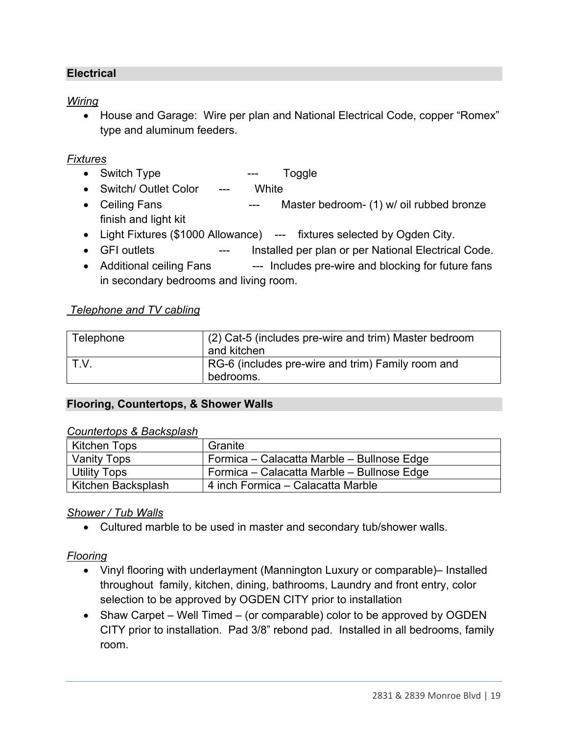## Electrical

*Wiring*

- House and Garage: Wire per plan and National Electrical Code, copper “Romex” type and aluminum feeders.

*Fixtures*

- Switch Type --- Toggle
- Switch/ Outlet Color --- White
- Ceiling Fans --- Master bedroom- (1) w/ oil rubbed bronze finish and light kit
- Light Fixtures ($1000 Allowance) --- fixtures selected by Ogden City.
- GFI outlets --- Installed per plan or per National Electrical Code.
- Additional ceiling Fans --- Includes pre-wire and blocking for future fans in secondary bedrooms and living room.

*Telephone and TV cabling*

| Telephone | (2) Cat-5 (includes pre-wire and trim) Master bedroom and kitchen |
| --- | --- |
| T.V. | RG-6 (includes pre-wire and trim) Family room and bedrooms. |

## Flooring, Countertops, & Shower Walls

*Countertops & Backsplash*

| Kitchen Tops | Granite |
| --- | --- |
| Vanity Tops | Formica – Calacatta Marble – Bullnose Edge |
| Utility Tops | Formica – Calacatta Marble – Bullnose Edge |
| Kitchen Backsplash | 4 inch Formica – Calacatta Marble |

*Shower / Tub Walls*

- Cultured marble to be used in master and secondary tub/shower walls.

*Flooring*

- Vinyl flooring with underlayment (Mannington Luxury or comparable)– Installed throughout family, kitchen, dining, bathrooms, Laundry and front entry, color selection to be approved by OGDEN CITY prior to installation
- Shaw Carpet – Well Timed – (or comparable) color to be approved by OGDEN CITY prior to installation. Pad 3/8” rebond pad. Installed in all bedrooms, family room.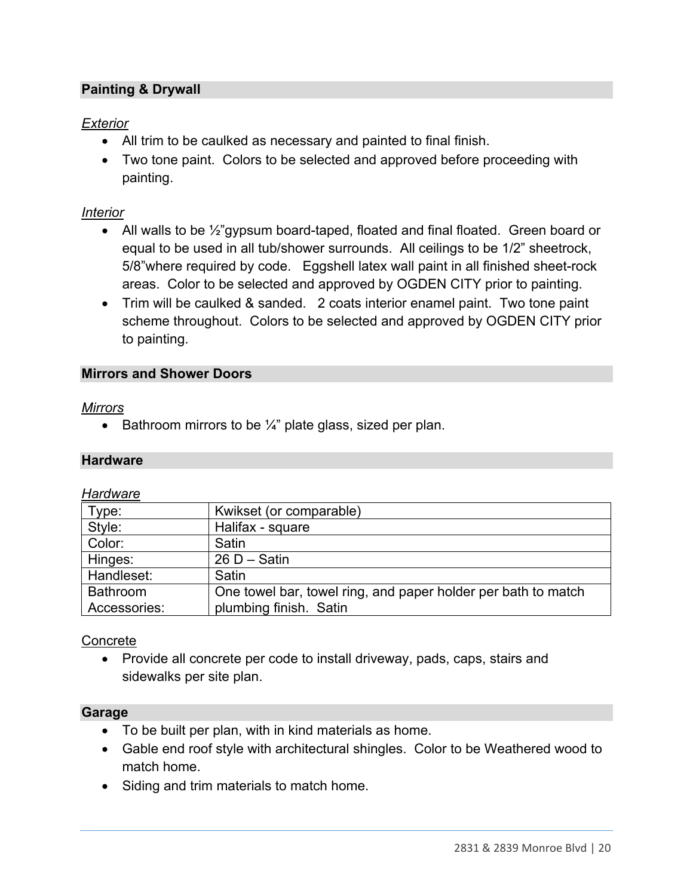## Painting & Drywall

*Exterior*

- All trim to be caulked as necessary and painted to final finish.
- Two tone paint. Colors to be selected and approved before proceeding with painting.

*Interior*

- All walls to be ½"gypsum board-taped, floated and final floated. Green board or equal to be used in all tub/shower surrounds. All ceilings to be 1/2" sheetrock, 5/8"where required by code. Eggshell latex wall paint in all finished sheet-rock areas. Color to be selected and approved by OGDEN CITY prior to painting.
- Trim will be caulked & sanded. 2 coats interior enamel paint. Two tone paint scheme throughout. Colors to be selected and approved by OGDEN CITY prior to painting.

## Mirrors and Shower Doors

*Mirrors*

- Bathroom mirrors to be ¼" plate glass, sized per plan.

## Hardware

*Hardware*

| Type: | Kwikset (or comparable) |
|---|---|
| Style: | Halifax - square |
| Color: | Satin |
| Hinges: | 26 D – Satin |
| Handleset: | Satin |
| Bathroom Accessories: | One towel bar, towel ring, and paper holder per bath to match plumbing finish. Satin |

Concrete

- Provide all concrete per code to install driveway, pads, caps, stairs and sidewalks per site plan.

## Garage

- To be built per plan, with in kind materials as home.
- Gable end roof style with architectural shingles. Color to be Weathered wood to match home.
- Siding and trim materials to match home.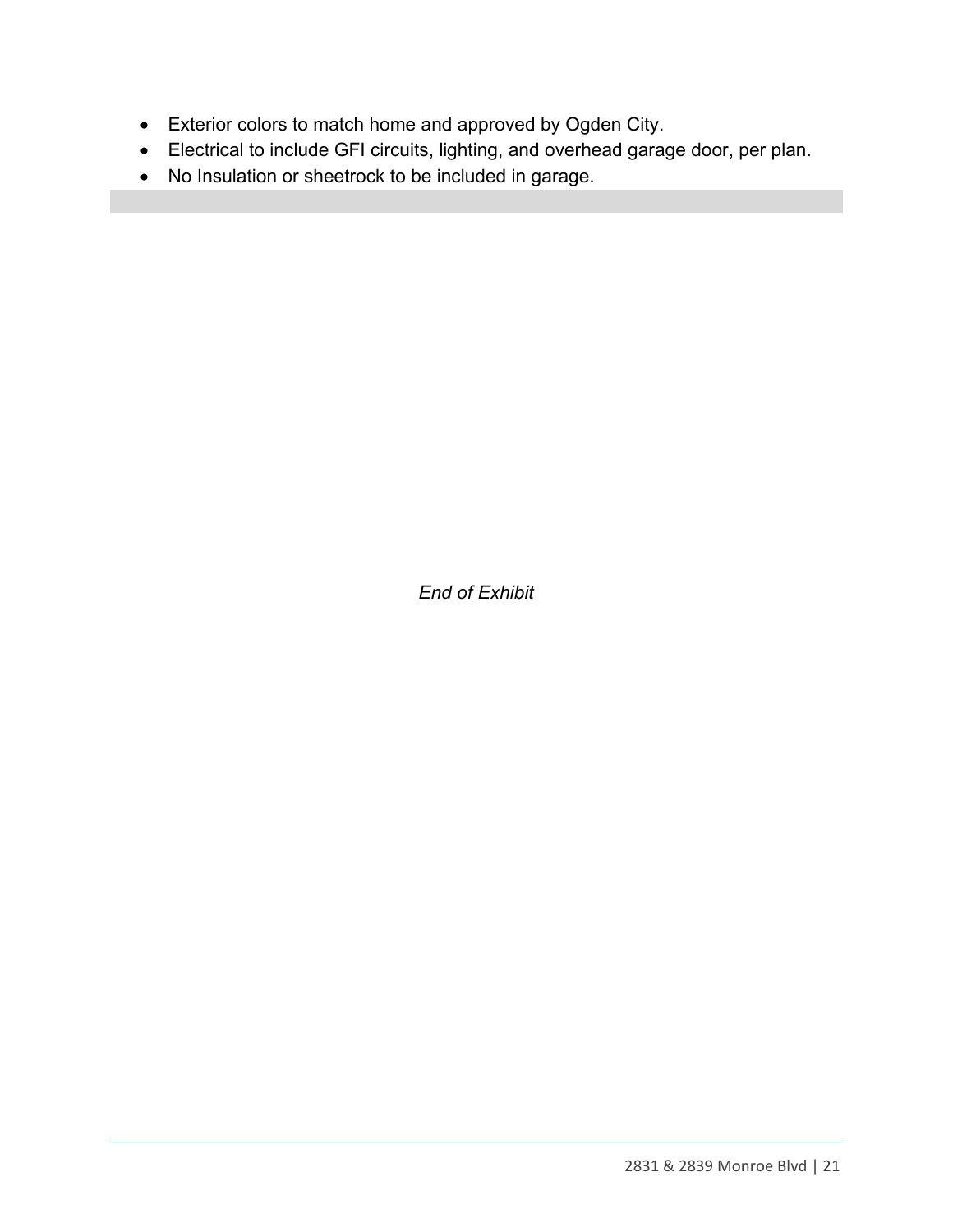- Exterior colors to match home and approved by Ogden City.
- Electrical to include GFI circuits, lighting, and overhead garage door, per plan.
- No Insulation or sheetrock to be included in garage.

*End of Exhibit*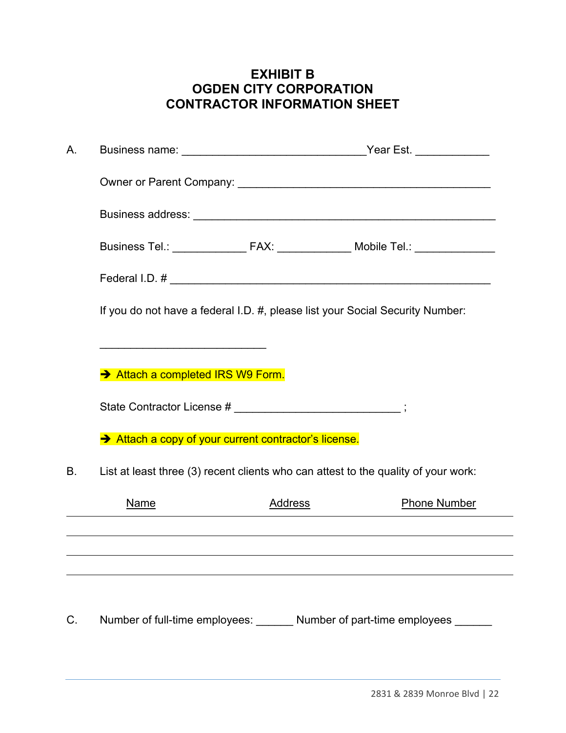# EXHIBIT B
# OGDEN CITY CORPORATION
# CONTRACTOR INFORMATION SHEET

A. Business name: ______________________________Year Est. ____________

Owner or Parent Company: _________________________________________

Business address: __________________________________________________

Business Tel.: ____________ FAX: ____________ Mobile Tel.: _____________

Federal I.D. # _____________________________________________________

If you do not have a federal I.D. #, please list your Social Security Number:

___________________________

➔ Attach a completed IRS W9 Form.

State Contractor License # ___________________________ ;

➔ Attach a copy of your current contractor's license.

B. List at least three (3) recent clients who can attest to the quality of your work:

| Name | Address | Phone Number |
|---|---|---|
| | | |
| | | |
| | | |

C. Number of full-time employees: ______ Number of part-time employees ______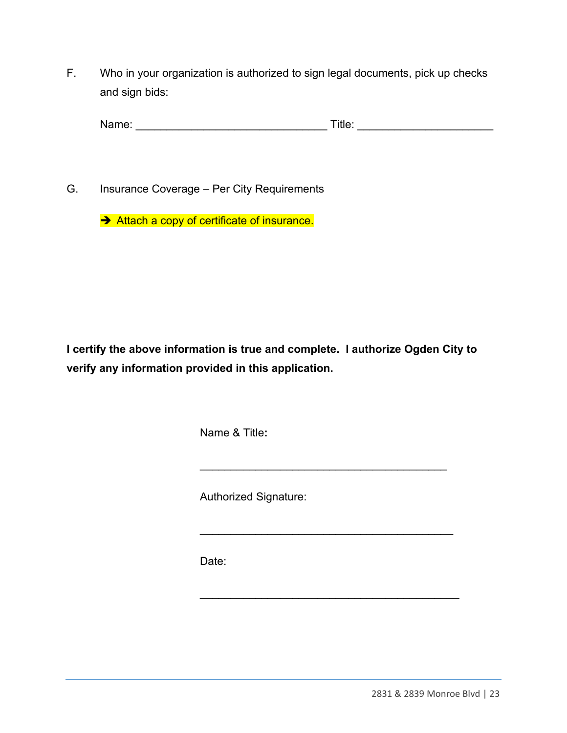F. Who in your organization is authorized to sign legal documents, pick up checks and sign bids:

Name: ______________________________ Title: _____________________

G. Insurance Coverage – Per City Requirements

➔ Attach a copy of certificate of insurance.

**I certify the above information is true and complete. I authorize Ogden City to verify any information provided in this application.**

Name & Title**:**

_______________________________________

Authorized Signature:

________________________________________

Date:

_________________________________________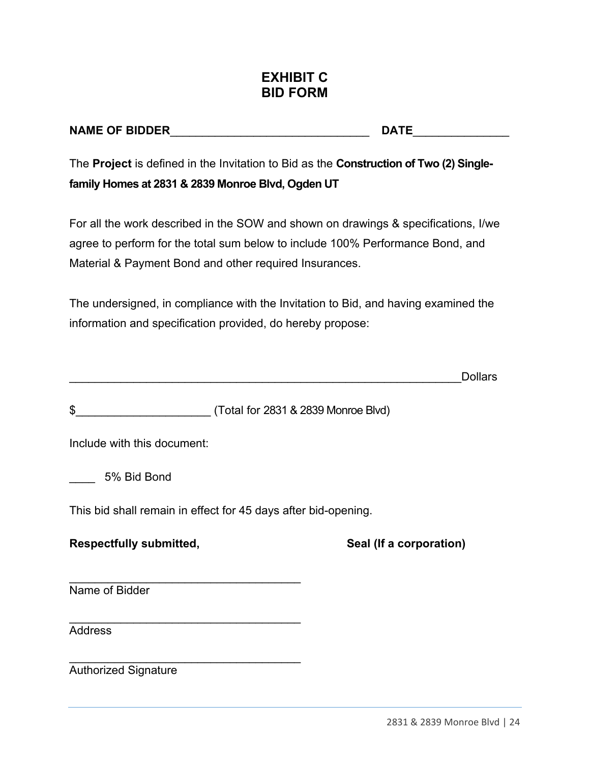# EXHIBIT C
# BID FORM

**NAME OF BIDDER**_______________________________ **DATE**_______________

The **Project** is defined in the Invitation to Bid as the **Construction of Two (2) Single-family Homes at 2831 & 2839 Monroe Blvd, Ogden UT**

For all the work described in the SOW and shown on drawings & specifications, I/we agree to perform for the total sum below to include 100% Performance Bond, and Material & Payment Bond and other required Insurances.

The undersigned, in compliance with the Invitation to Bid, and having examined the information and specification provided, do hereby propose:

_____________________________________________________________Dollars

$_____________________ (Total for 2831 & 2839 Monroe Blvd)

Include with this document:

____ 5% Bid Bond

This bid shall remain in effect for 45 days after bid-opening.

**Respectfully submitted,** **Seal (If a corporation)**

____________________________________
Name of Bidder

____________________________________
Address

____________________________________
Authorized Signature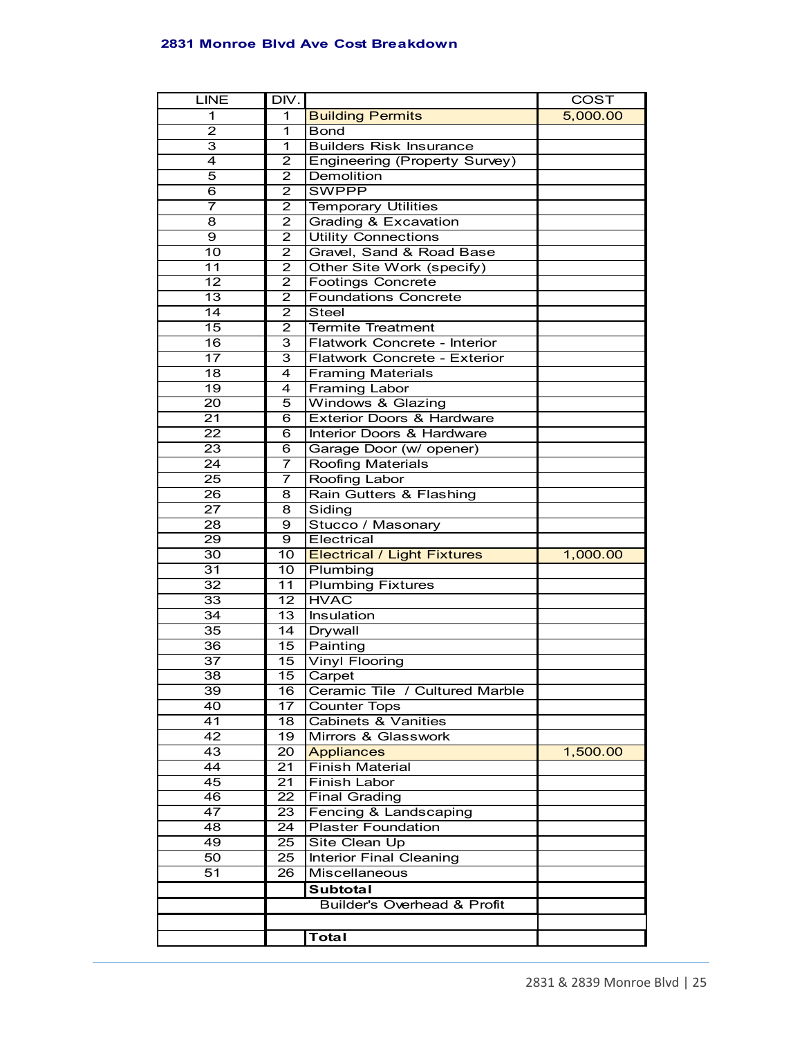**2831 Monroe Blvd Ave Cost Breakdown**

| LINE | DIV. | | COST |
|---|---|---|---|
| 1 | 1 | Building Permits | 5,000.00 |
| 2 | 1 | Bond | |
| 3 | 1 | Builders Risk Insurance | |
| 4 | 2 | Engineering (Property Survey) | |
| 5 | 2 | Demolition | |
| 6 | 2 | SWPPP | |
| 7 | 2 | Temporary Utilities | |
| 8 | 2 | Grading & Excavation | |
| 9 | 2 | Utility Connections | |
| 10 | 2 | Gravel, Sand & Road Base | |
| 11 | 2 | Other Site Work (specify) | |
| 12 | 2 | Footings Concrete | |
| 13 | 2 | Foundations Concrete | |
| 14 | 2 | Steel | |
| 15 | 2 | Termite Treatment | |
| 16 | 3 | Flatwork Concrete - Interior | |
| 17 | 3 | Flatwork Concrete - Exterior | |
| 18 | 4 | Framing Materials | |
| 19 | 4 | Framing Labor | |
| 20 | 5 | Windows & Glazing | |
| 21 | 6 | Exterior Doors & Hardware | |
| 22 | 6 | Interior Doors & Hardware | |
| 23 | 6 | Garage Door (w/ opener) | |
| 24 | 7 | Roofing Materials | |
| 25 | 7 | Roofing Labor | |
| 26 | 8 | Rain Gutters & Flashing | |
| 27 | 8 | Siding | |
| 28 | 9 | Stucco / Masonary | |
| 29 | 9 | Electrical | |
| 30 | 10 | Electrical / Light Fixtures | 1,000.00 |
| 31 | 10 | Plumbing | |
| 32 | 11 | Plumbing Fixtures | |
| 33 | 12 | HVAC | |
| 34 | 13 | Insulation | |
| 35 | 14 | Drywall | |
| 36 | 15 | Painting | |
| 37 | 15 | Vinyl Flooring | |
| 38 | 15 | Carpet | |
| 39 | 16 | Ceramic Tile / Cultured Marble | |
| 40 | 17 | Counter Tops | |
| 41 | 18 | Cabinets & Vanities | |
| 42 | 19 | Mirrors & Glasswork | |
| 43 | 20 | Appliances | 1,500.00 |
| 44 | 21 | Finish Material | |
| 45 | 21 | Finish Labor | |
| 46 | 22 | Final Grading | |
| 47 | 23 | Fencing & Landscaping | |
| 48 | 24 | Plaster Foundation | |
| 49 | 25 | Site Clean Up | |
| 50 | 25 | Interior Final Cleaning | |
| 51 | 26 | Miscellaneous | |
| | | **Subtotal** | |
| | | Builder's Overhead & Profit | |
| | | | |
| | | **Total** | |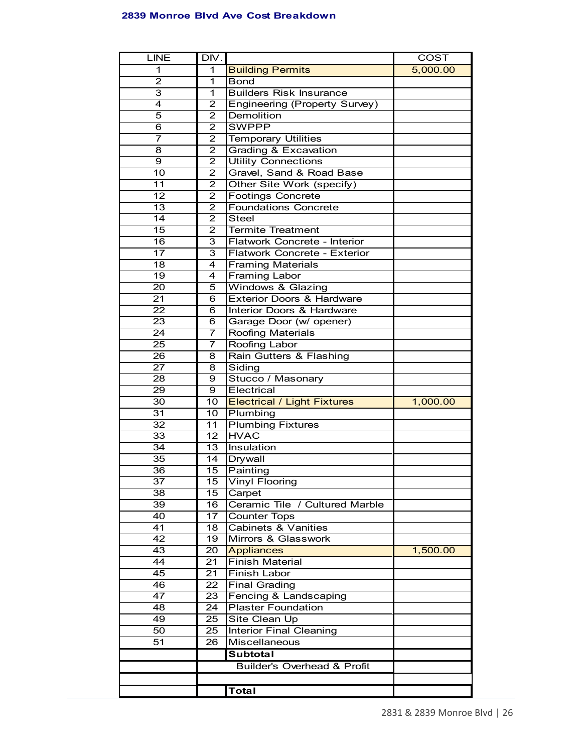## 2839 Monroe Blvd Ave Cost Breakdown

| LINE | DIV. | | COST |
|---|---|---|---|
| 1 | 1 | Building Permits | 5,000.00 |
| 2 | 1 | Bond | |
| 3 | 1 | Builders Risk Insurance | |
| 4 | 2 | Engineering (Property Survey) | |
| 5 | 2 | Demolition | |
| 6 | 2 | SWPPP | |
| 7 | 2 | Temporary Utilities | |
| 8 | 2 | Grading & Excavation | |
| 9 | 2 | Utility Connections | |
| 10 | 2 | Gravel, Sand & Road Base | |
| 11 | 2 | Other Site Work (specify) | |
| 12 | 2 | Footings Concrete | |
| 13 | 2 | Foundations Concrete | |
| 14 | 2 | Steel | |
| 15 | 2 | Termite Treatment | |
| 16 | 3 | Flatwork Concrete - Interior | |
| 17 | 3 | Flatwork Concrete - Exterior | |
| 18 | 4 | Framing Materials | |
| 19 | 4 | Framing Labor | |
| 20 | 5 | Windows & Glazing | |
| 21 | 6 | Exterior Doors & Hardware | |
| 22 | 6 | Interior Doors & Hardware | |
| 23 | 6 | Garage Door (w/ opener) | |
| 24 | 7 | Roofing Materials | |
| 25 | 7 | Roofing Labor | |
| 26 | 8 | Rain Gutters & Flashing | |
| 27 | 8 | Siding | |
| 28 | 9 | Stucco / Masonary | |
| 29 | 9 | Electrical | |
| 30 | 10 | Electrical / Light Fixtures | 1,000.00 |
| 31 | 10 | Plumbing | |
| 32 | 11 | Plumbing Fixtures | |
| 33 | 12 | HVAC | |
| 34 | 13 | Insulation | |
| 35 | 14 | Drywall | |
| 36 | 15 | Painting | |
| 37 | 15 | Vinyl Flooring | |
| 38 | 15 | Carpet | |
| 39 | 16 | Ceramic Tile / Cultured Marble | |
| 40 | 17 | Counter Tops | |
| 41 | 18 | Cabinets & Vanities | |
| 42 | 19 | Mirrors & Glasswork | |
| 43 | 20 | Appliances | 1,500.00 |
| 44 | 21 | Finish Material | |
| 45 | 21 | Finish Labor | |
| 46 | 22 | Final Grading | |
| 47 | 23 | Fencing & Landscaping | |
| 48 | 24 | Plaster Foundation | |
| 49 | 25 | Site Clean Up | |
| 50 | 25 | Interior Final Cleaning | |
| 51 | 26 | Miscellaneous | |
| | | **Subtotal** | |
| | Builder's Overhead & Profit | | |
| | | | |
| | | **Total** | |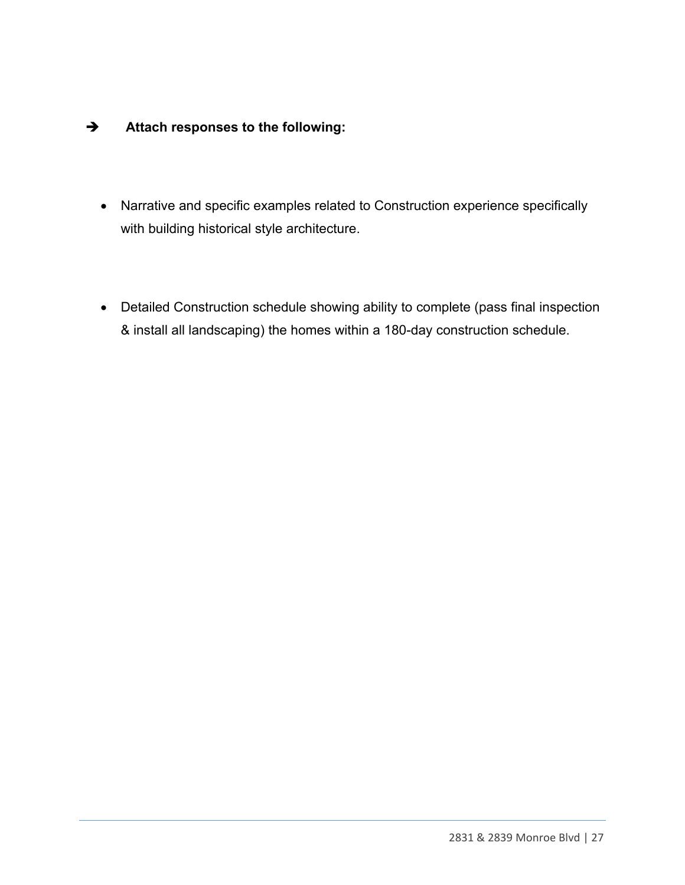➔ **Attach responses to the following:**

- Narrative and specific examples related to Construction experience specifically with building historical style architecture.

- Detailed Construction schedule showing ability to complete (pass final inspection & install all landscaping) the homes within a 180-day construction schedule.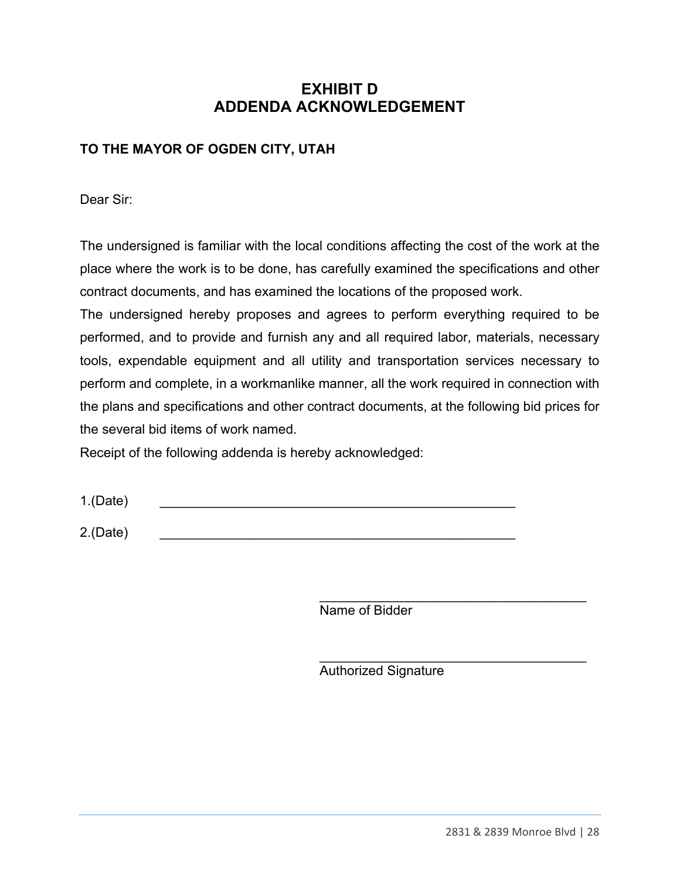# EXHIBIT D
# ADDENDA ACKNOWLEDGEMENT

**TO THE MAYOR OF OGDEN CITY, UTAH**

Dear Sir:

The undersigned is familiar with the local conditions affecting the cost of the work at the place where the work is to be done, has carefully examined the specifications and other contract documents, and has examined the locations of the proposed work.

The undersigned hereby proposes and agrees to perform everything required to be performed, and to provide and furnish any and all required labor, materials, necessary tools, expendable equipment and all utility and transportation services necessary to perform and complete, in a workmanlike manner, all the work required in connection with the plans and specifications and other contract documents, at the following bid prices for the several bid items of work named.

Receipt of the following addenda is hereby acknowledged:

1.(Date) _________________________________________________

2.(Date) _________________________________________________

_____________________________________
Name of Bidder

_____________________________________
Authorized Signature